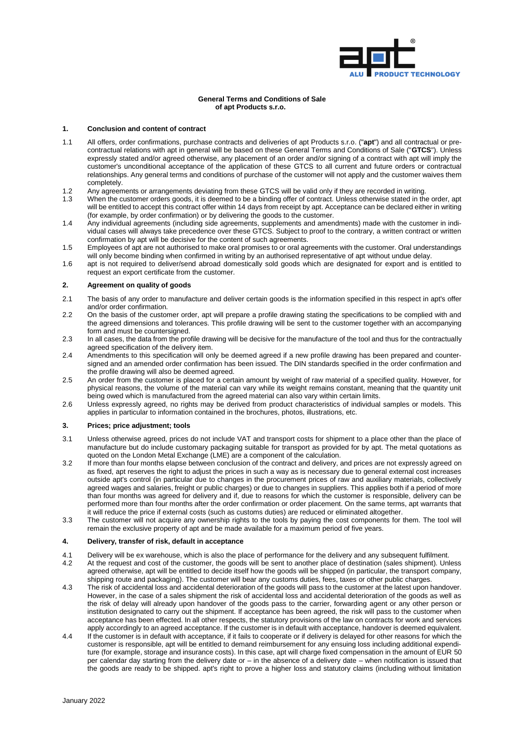**General Terms and Conditions of Sale of apt Products s.r.o.**

## 1. Conclusion and content of contract

1.1 All offers, order confirmations, purchase contracts and deliveries of apt Products s.r.o. ("**apt**") and all contractual or pre-contractual relations with apt in general will be based on these General Terms and Conditions of Sale ("**GTCS**"). Unless expressly stated and/or agreed otherwise, any placement of an order and/or signing of a contract with apt will imply the customer's unconditional acceptance of the application of these GTCS to all current and future orders or contractual relationships. Any general terms and conditions of purchase of the customer will not apply and the customer waives them completely.

1.2 Any agreements or arrangements deviating from these GTCS will be valid only if they are recorded in writing.

1.3 When the customer orders goods, it is deemed to be a binding offer of contract. Unless otherwise stated in the order, apt will be entitled to accept this contract offer within 14 days from receipt by apt. Acceptance can be declared either in writing (for example, by order confirmation) or by delivering the goods to the customer.

1.4 Any individual agreements (including side agreements, supplements and amendments) made with the customer in individual cases will always take precedence over these GTCS. Subject to proof to the contrary, a written contract or written confirmation by apt will be decisive for the content of such agreements.

1.5 Employees of apt are not authorised to make oral promises to or oral agreements with the customer. Oral understandings will only become binding when confirmed in writing by an authorised representative of apt without undue delay.

1.6 apt is not required to deliver/send abroad domestically sold goods which are designated for export and is entitled to request an export certificate from the customer.

## 2. Agreement on quality of goods

2.1 The basis of any order to manufacture and deliver certain goods is the information specified in this respect in apt's offer and/or order confirmation.

2.2 On the basis of the customer order, apt will prepare a profile drawing stating the specifications to be complied with and the agreed dimensions and tolerances. This profile drawing will be sent to the customer together with an accompanying form and must be countersigned.

2.3 In all cases, the data from the profile drawing will be decisive for the manufacture of the tool and thus for the contractually agreed specification of the delivery item.

2.4 Amendments to this specification will only be deemed agreed if a new profile drawing has been prepared and countersigned and an amended order confirmation has been issued. The DIN standards specified in the order confirmation and the profile drawing will also be deemed agreed.

2.5 An order from the customer is placed for a certain amount by weight of raw material of a specified quality. However, for physical reasons, the volume of the material can vary while its weight remains constant, meaning that the quantity unit being owed which is manufactured from the agreed material can also vary within certain limits.

2.6 Unless expressly agreed, no rights may be derived from product characteristics of individual samples or models. This applies in particular to information contained in the brochures, photos, illustrations, etc.

## 3. Prices; price adjustment; tools

3.1 Unless otherwise agreed, prices do not include VAT and transport costs for shipment to a place other than the place of manufacture but do include customary packaging suitable for transport as provided for by apt. The metal quotations as quoted on the London Metal Exchange (LME) are a component of the calculation.

3.2 If more than four months elapse between conclusion of the contract and delivery, and prices are not expressly agreed on as fixed, apt reserves the right to adjust the prices in such a way as is necessary due to general external cost increases outside apt's control (in particular due to changes in the procurement prices of raw and auxiliary materials, collectively agreed wages and salaries, freight or public charges) or due to changes in suppliers. This applies both if a period of more than four months was agreed for delivery and if, due to reasons for which the customer is responsible, delivery can be performed more than four months after the order confirmation or order placement. On the same terms, apt warrants that it will reduce the price if external costs (such as customs duties) are reduced or eliminated altogether.

3.3 The customer will not acquire any ownership rights to the tools by paying the cost components for them. The tool will remain the exclusive property of apt and be made available for a maximum period of five years.

## 4. Delivery, transfer of risk, default in acceptance

4.1 Delivery will be ex warehouse, which is also the place of performance for the delivery and any subsequent fulfilment.

4.2 At the request and cost of the customer, the goods will be sent to another place of destination (sales shipment). Unless agreed otherwise, apt will be entitled to decide itself how the goods will be shipped (in particular, the transport company, shipping route and packaging). The customer will bear any customs duties, fees, taxes or other public charges.

4.3 The risk of accidental loss and accidental deterioration of the goods will pass to the customer at the latest upon handover. However, in the case of a sales shipment the risk of accidental loss and accidental deterioration of the goods as well as the risk of delay will already upon handover of the goods pass to the carrier, forwarding agent or any other person or institution designated to carry out the shipment. If acceptance has been agreed, the risk will pass to the customer when acceptance has been effected. In all other respects, the statutory provisions of the law on contracts for work and services apply accordingly to an agreed acceptance. If the customer is in default with acceptance, handover is deemed equivalent.

4.4 If the customer is in default with acceptance, if it fails to cooperate or if delivery is delayed for other reasons for which the customer is responsible, apt will be entitled to demand reimbursement for any ensuing loss including additional expenditure (for example, storage and insurance costs). In this case, apt will charge fixed compensation in the amount of EUR 50 per calendar day starting from the delivery date or – in the absence of a delivery date – when notification is issued that the goods are ready to be shipped. apt's right to prove a higher loss and statutory claims (including without limitation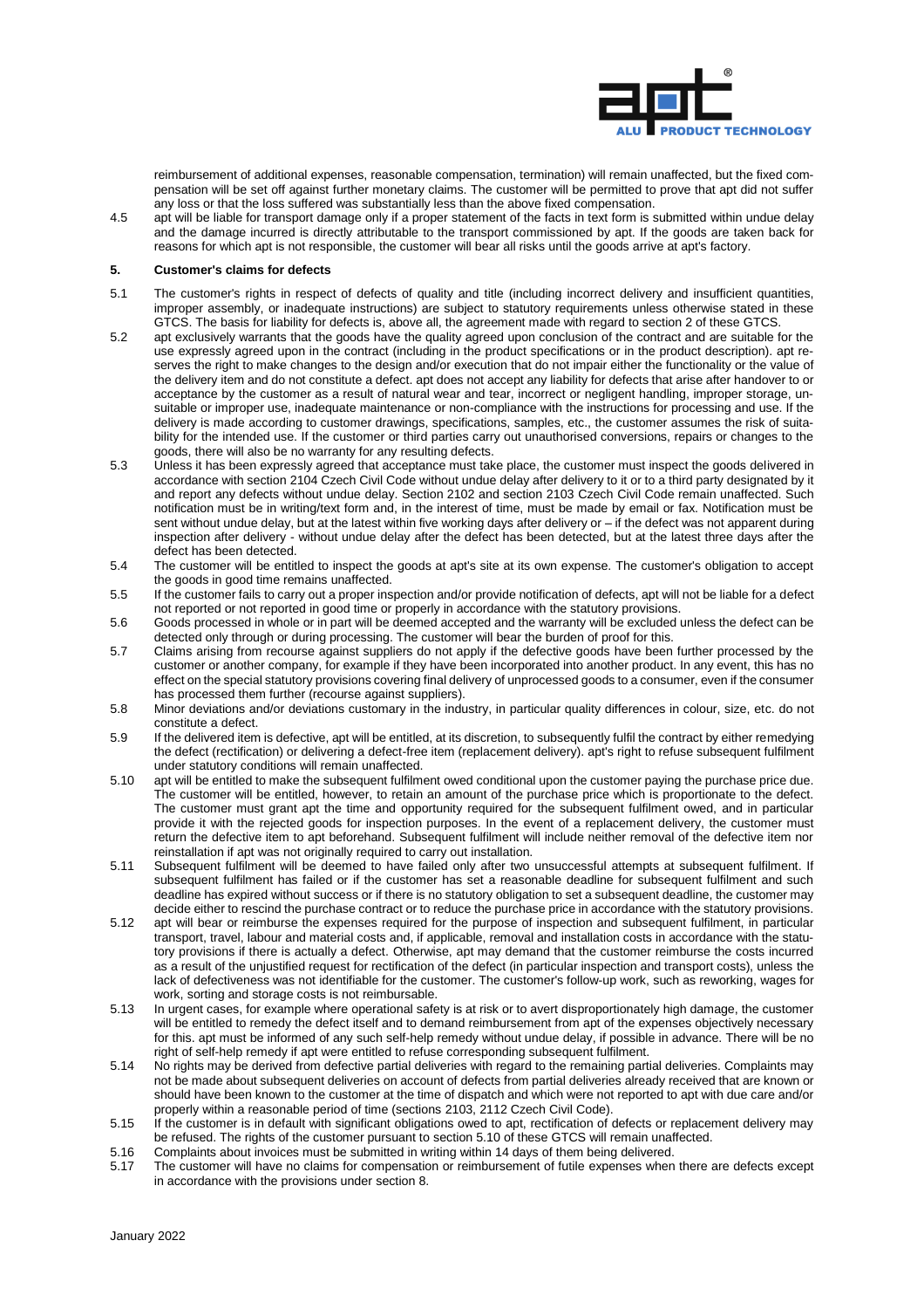reimbursement of additional expenses, reasonable compensation, termination) will remain unaffected, but the fixed compensation will be set off against further monetary claims. The customer will be permitted to prove that apt did not suffer any loss or that the loss suffered was substantially less than the above fixed compensation.

4.5 apt will be liable for transport damage only if a proper statement of the facts in text form is submitted within undue delay and the damage incurred is directly attributable to the transport commissioned by apt. If the goods are taken back for reasons for which apt is not responsible, the customer will bear all risks until the goods arrive at apt's factory.

## 5. Customer's claims for defects

5.1 The customer's rights in respect of defects of quality and title (including incorrect delivery and insufficient quantities, improper assembly, or inadequate instructions) are subject to statutory requirements unless otherwise stated in these GTCS. The basis for liability for defects is, above all, the agreement made with regard to section 2 of these GTCS.

5.2 apt exclusively warrants that the goods have the quality agreed upon conclusion of the contract and are suitable for the use expressly agreed upon in the contract (including in the product specifications or in the product description). apt reserves the right to make changes to the design and/or execution that do not impair either the functionality or the value of the delivery item and do not constitute a defect. apt does not accept any liability for defects that arise after handover to or acceptance by the customer as a result of natural wear and tear, incorrect or negligent handling, improper storage, unsuitable or improper use, inadequate maintenance or non-compliance with the instructions for processing and use. If the delivery is made according to customer drawings, specifications, samples, etc., the customer assumes the risk of suitability for the intended use. If the customer or third parties carry out unauthorised conversions, repairs or changes to the goods, there will also be no warranty for any resulting defects.

5.3 Unless it has been expressly agreed that acceptance must take place, the customer must inspect the goods delivered in accordance with section 2104 Czech Civil Code without undue delay after delivery to it or to a third party designated by it and report any defects without undue delay. Section 2102 and section 2103 Czech Civil Code remain unaffected. Such notification must be in writing/text form and, in the interest of time, must be made by email or fax. Notification must be sent without undue delay, but at the latest within five working days after delivery or – if the defect was not apparent during inspection after delivery - without undue delay after the defect has been detected, but at the latest three days after the defect has been detected.

5.4 The customer will be entitled to inspect the goods at apt's site at its own expense. The customer's obligation to accept the goods in good time remains unaffected.

5.5 If the customer fails to carry out a proper inspection and/or provide notification of defects, apt will not be liable for a defect not reported or not reported in good time or properly in accordance with the statutory provisions.

5.6 Goods processed in whole or in part will be deemed accepted and the warranty will be excluded unless the defect can be detected only through or during processing. The customer will bear the burden of proof for this.

5.7 Claims arising from recourse against suppliers do not apply if the defective goods have been further processed by the customer or another company, for example if they have been incorporated into another product. In any event, this has no effect on the special statutory provisions covering final delivery of unprocessed goods to a consumer, even if the consumer has processed them further (recourse against suppliers).

5.8 Minor deviations and/or deviations customary in the industry, in particular quality differences in colour, size, etc. do not constitute a defect.

5.9 If the delivered item is defective, apt will be entitled, at its discretion, to subsequently fulfil the contract by either remedying the defect (rectification) or delivering a defect-free item (replacement delivery). apt's right to refuse subsequent fulfilment under statutory conditions will remain unaffected.

5.10 apt will be entitled to make the subsequent fulfilment owed conditional upon the customer paying the purchase price due. The customer will be entitled, however, to retain an amount of the purchase price which is proportionate to the defect. The customer must grant apt the time and opportunity required for the subsequent fulfilment owed, and in particular provide it with the rejected goods for inspection purposes. In the event of a replacement delivery, the customer must return the defective item to apt beforehand. Subsequent fulfilment will include neither removal of the defective item nor reinstallation if apt was not originally required to carry out installation.

5.11 Subsequent fulfilment will be deemed to have failed only after two unsuccessful attempts at subsequent fulfilment. If subsequent fulfilment has failed or if the customer has set a reasonable deadline for subsequent fulfilment and such deadline has expired without success or if there is no statutory obligation to set a subsequent deadline, the customer may decide either to rescind the purchase contract or to reduce the purchase price in accordance with the statutory provisions.

5.12 apt will bear or reimburse the expenses required for the purpose of inspection and subsequent fulfilment, in particular transport, travel, labour and material costs and, if applicable, removal and installation costs in accordance with the statutory provisions if there is actually a defect. Otherwise, apt may demand that the customer reimburse the costs incurred as a result of the unjustified request for rectification of the defect (in particular inspection and transport costs), unless the lack of defectiveness was not identifiable for the customer. The customer's follow-up work, such as reworking, wages for work, sorting and storage costs is not reimbursable.

5.13 In urgent cases, for example where operational safety is at risk or to avert disproportionately high damage, the customer will be entitled to remedy the defect itself and to demand reimbursement from apt of the expenses objectively necessary for this. apt must be informed of any such self-help remedy without undue delay, if possible in advance. There will be no right of self-help remedy if apt were entitled to refuse corresponding subsequent fulfilment.

5.14 No rights may be derived from defective partial deliveries with regard to the remaining partial deliveries. Complaints may not be made about subsequent deliveries on account of defects from partial deliveries already received that are known or should have been known to the customer at the time of dispatch and which were not reported to apt with due care and/or properly within a reasonable period of time (sections 2103, 2112 Czech Civil Code).

5.15 If the customer is in default with significant obligations owed to apt, rectification of defects or replacement delivery may be refused. The rights of the customer pursuant to section 5.10 of these GTCS will remain unaffected.

5.16 Complaints about invoices must be submitted in writing within 14 days of them being delivered.

5.17 The customer will have no claims for compensation or reimbursement of futile expenses when there are defects except in accordance with the provisions under section 8.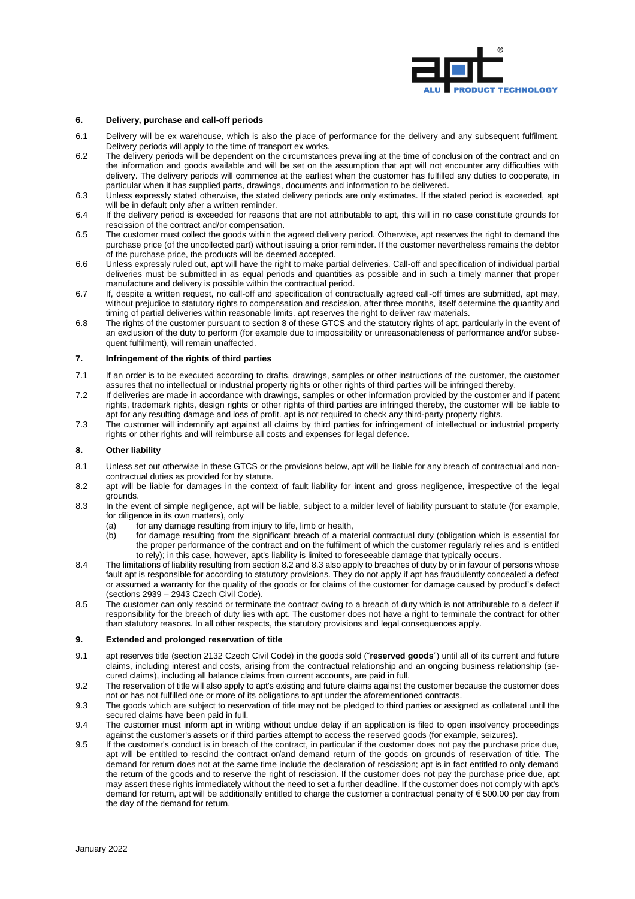## 6. Delivery, purchase and call-off periods

6.1 Delivery will be ex warehouse, which is also the place of performance for the delivery and any subsequent fulfilment. Delivery periods will apply to the time of transport ex works.

6.2 The delivery periods will be dependent on the circumstances prevailing at the time of conclusion of the contract and on the information and goods available and will be set on the assumption that apt will not encounter any difficulties with delivery. The delivery periods will commence at the earliest when the customer has fulfilled any duties to cooperate, in particular when it has supplied parts, drawings, documents and information to be delivered.

6.3 Unless expressly stated otherwise, the stated delivery periods are only estimates. If the stated period is exceeded, apt will be in default only after a written reminder.

6.4 If the delivery period is exceeded for reasons that are not attributable to apt, this will in no case constitute grounds for rescission of the contract and/or compensation.

6.5 The customer must collect the goods within the agreed delivery period. Otherwise, apt reserves the right to demand the purchase price (of the uncollected part) without issuing a prior reminder. If the customer nevertheless remains the debtor of the purchase price, the products will be deemed accepted.

6.6 Unless expressly ruled out, apt will have the right to make partial deliveries. Call-off and specification of individual partial deliveries must be submitted in as equal periods and quantities as possible and in such a timely manner that proper manufacture and delivery is possible within the contractual period.

6.7 If, despite a written request, no call-off and specification of contractually agreed call-off times are submitted, apt may, without prejudice to statutory rights to compensation and rescission, after three months, itself determine the quantity and timing of partial deliveries within reasonable limits. apt reserves the right to deliver raw materials.

6.8 The rights of the customer pursuant to section 8 of these GTCS and the statutory rights of apt, particularly in the event of an exclusion of the duty to perform (for example due to impossibility or unreasonableness of performance and/or subsequent fulfilment), will remain unaffected.

## 7. Infringement of the rights of third parties

7.1 If an order is to be executed according to drafts, drawings, samples or other instructions of the customer, the customer assures that no intellectual or industrial property rights or other rights of third parties will be infringed thereby.

7.2 If deliveries are made in accordance with drawings, samples or other information provided by the customer and if patent rights, trademark rights, design rights or other rights of third parties are infringed thereby, the customer will be liable to apt for any resulting damage and loss of profit. apt is not required to check any third-party property rights.

7.3 The customer will indemnify apt against all claims by third parties for infringement of intellectual or industrial property rights or other rights and will reimburse all costs and expenses for legal defence.

## 8. Other liability

8.1 Unless set out otherwise in these GTCS or the provisions below, apt will be liable for any breach of contractual and non-contractual duties as provided for by statute.

8.2 apt will be liable for damages in the context of fault liability for intent and gross negligence, irrespective of the legal grounds.

8.3 In the event of simple negligence, apt will be liable, subject to a milder level of liability pursuant to statute (for example, for diligence in its own matters), only

- (a) for any damage resulting from injury to life, limb or health,
- (b) for damage resulting from the significant breach of a material contractual duty (obligation which is essential for the proper performance of the contract and on the fulfilment of which the customer regularly relies and is entitled to rely); in this case, however, apt's liability is limited to foreseeable damage that typically occurs.

8.4 The limitations of liability resulting from section 8.2 and 8.3 also apply to breaches of duty by or in favour of persons whose fault apt is responsible for according to statutory provisions. They do not apply if apt has fraudulently concealed a defect or assumed a warranty for the quality of the goods or for claims of the customer for damage caused by product's defect (sections 2939 – 2943 Czech Civil Code).

8.5 The customer can only rescind or terminate the contract owing to a breach of duty which is not attributable to a defect if responsibility for the breach of duty lies with apt. The customer does not have a right to terminate the contract for other than statutory reasons. In all other respects, the statutory provisions and legal consequences apply.

## 9. Extended and prolonged reservation of title

9.1 apt reserves title (section 2132 Czech Civil Code) in the goods sold ("**reserved goods**") until all of its current and future claims, including interest and costs, arising from the contractual relationship and an ongoing business relationship (secured claims), including all balance claims from current accounts, are paid in full.

9.2 The reservation of title will also apply to apt's existing and future claims against the customer because the customer does not or has not fulfilled one or more of its obligations to apt under the aforementioned contracts.

9.3 The goods which are subject to reservation of title may not be pledged to third parties or assigned as collateral until the secured claims have been paid in full.

9.4 The customer must inform apt in writing without undue delay if an application is filed to open insolvency proceedings against the customer's assets or if third parties attempt to access the reserved goods (for example, seizures).

9.5 If the customer's conduct is in breach of the contract, in particular if the customer does not pay the purchase price due, apt will be entitled to rescind the contract or/and demand return of the goods on grounds of reservation of title. The demand for return does not at the same time include the declaration of rescission; apt is in fact entitled to only demand the return of the goods and to reserve the right of rescission. If the customer does not pay the purchase price due, apt may assert these rights immediately without the need to set a further deadline. If the customer does not comply with apt's demand for return, apt will be additionally entitled to charge the customer a contractual penalty of € 500.00 per day from the day of the demand for return.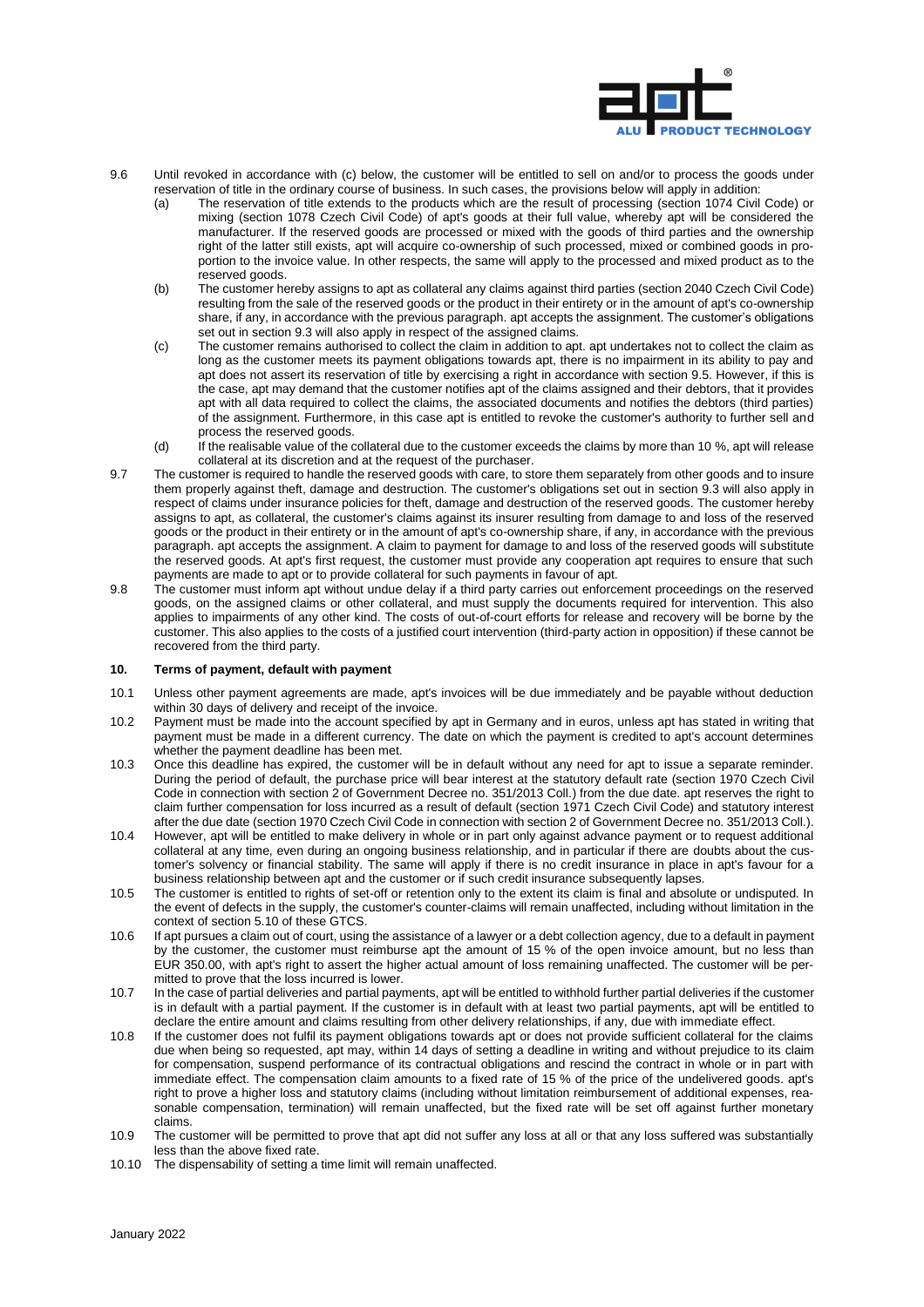9.6 Until revoked in accordance with (c) below, the customer will be entitled to sell on and/or to process the goods under reservation of title in the ordinary course of business. In such cases, the provisions below will apply in addition:

(a) The reservation of title extends to the products which are the result of processing (section 1074 Civil Code) or mixing (section 1078 Czech Civil Code) of apt's goods at their full value, whereby apt will be considered the manufacturer. If the reserved goods are processed or mixed with the goods of third parties and the ownership right of the latter still exists, apt will acquire co-ownership of such processed, mixed or combined goods in proportion to the invoice value. In other respects, the same will apply to the processed and mixed product as to the reserved goods.

(b) The customer hereby assigns to apt as collateral any claims against third parties (section 2040 Czech Civil Code) resulting from the sale of the reserved goods or the product in their entirety or in the amount of apt's co-ownership share, if any, in accordance with the previous paragraph. apt accepts the assignment. The customer's obligations set out in section 9.3 will also apply in respect of the assigned claims.

(c) The customer remains authorised to collect the claim in addition to apt. apt undertakes not to collect the claim as long as the customer meets its payment obligations towards apt, there is no impairment in its ability to pay and apt does not assert its reservation of title by exercising a right in accordance with section 9.5. However, if this is the case, apt may demand that the customer notifies apt of the claims assigned and their debtors, that it provides apt with all data required to collect the claims, the associated documents and notifies the debtors (third parties) of the assignment. Furthermore, in this case apt is entitled to revoke the customer's authority to further sell and process the reserved goods.

(d) If the realisable value of the collateral due to the customer exceeds the claims by more than 10 %, apt will release collateral at its discretion and at the request of the purchaser.

9.7 The customer is required to handle the reserved goods with care, to store them separately from other goods and to insure them properly against theft, damage and destruction. The customer's obligations set out in section 9.3 will also apply in respect of claims under insurance policies for theft, damage and destruction of the reserved goods. The customer hereby assigns to apt, as collateral, the customer's claims against its insurer resulting from damage to and loss of the reserved goods or the product in their entirety or in the amount of apt's co-ownership share, if any, in accordance with the previous paragraph. apt accepts the assignment. A claim to payment for damage to and loss of the reserved goods will substitute the reserved goods. At apt's first request, the customer must provide any cooperation apt requires to ensure that such payments are made to apt or to provide collateral for such payments in favour of apt.

9.8 The customer must inform apt without undue delay if a third party carries out enforcement proceedings on the reserved goods, on the assigned claims or other collateral, and must supply the documents required for intervention. This also applies to impairments of any other kind. The costs of out-of-court efforts for release and recovery will be borne by the customer. This also applies to the costs of a justified court intervention (third-party action in opposition) if these cannot be recovered from the third party.

## 10. Terms of payment, default with payment

10.1 Unless other payment agreements are made, apt's invoices will be due immediately and be payable without deduction within 30 days of delivery and receipt of the invoice.

10.2 Payment must be made into the account specified by apt in Germany and in euros, unless apt has stated in writing that payment must be made in a different currency. The date on which the payment is credited to apt's account determines whether the payment deadline has been met.

10.3 Once this deadline has expired, the customer will be in default without any need for apt to issue a separate reminder. During the period of default, the purchase price will bear interest at the statutory default rate (section 1970 Czech Civil Code in connection with section 2 of Government Decree no. 351/2013 Coll.) from the due date. apt reserves the right to claim further compensation for loss incurred as a result of default (section 1971 Czech Civil Code) and statutory interest after the due date (section 1970 Czech Civil Code in connection with section 2 of Government Decree no. 351/2013 Coll.).

10.4 However, apt will be entitled to make delivery in whole or in part only against advance payment or to request additional collateral at any time, even during an ongoing business relationship, and in particular if there are doubts about the customer's solvency or financial stability. The same will apply if there is no credit insurance in place in apt's favour for a business relationship between apt and the customer or if such credit insurance subsequently lapses.

10.5 The customer is entitled to rights of set-off or retention only to the extent its claim is final and absolute or undisputed. In the event of defects in the supply, the customer's counter-claims will remain unaffected, including without limitation in the context of section 5.10 of these GTCS.

10.6 If apt pursues a claim out of court, using the assistance of a lawyer or a debt collection agency, due to a default in payment by the customer, the customer must reimburse apt the amount of 15 % of the open invoice amount, but no less than EUR 350.00, with apt's right to assert the higher actual amount of loss remaining unaffected. The customer will be permitted to prove that the loss incurred is lower.

10.7 In the case of partial deliveries and partial payments, apt will be entitled to withhold further partial deliveries if the customer is in default with a partial payment. If the customer is in default with at least two partial payments, apt will be entitled to declare the entire amount and claims resulting from other delivery relationships, if any, due with immediate effect.

10.8 If the customer does not fulfil its payment obligations towards apt or does not provide sufficient collateral for the claims due when being so requested, apt may, within 14 days of setting a deadline in writing and without prejudice to its claim for compensation, suspend performance of its contractual obligations and rescind the contract in whole or in part with immediate effect. The compensation claim amounts to a fixed rate of 15 % of the price of the undelivered goods. apt's right to prove a higher loss and statutory claims (including without limitation reimbursement of additional expenses, reasonable compensation, termination) will remain unaffected, but the fixed rate will be set off against further monetary claims.

10.9 The customer will be permitted to prove that apt did not suffer any loss at all or that any loss suffered was substantially less than the above fixed rate.

10.10 The dispensability of setting a time limit will remain unaffected.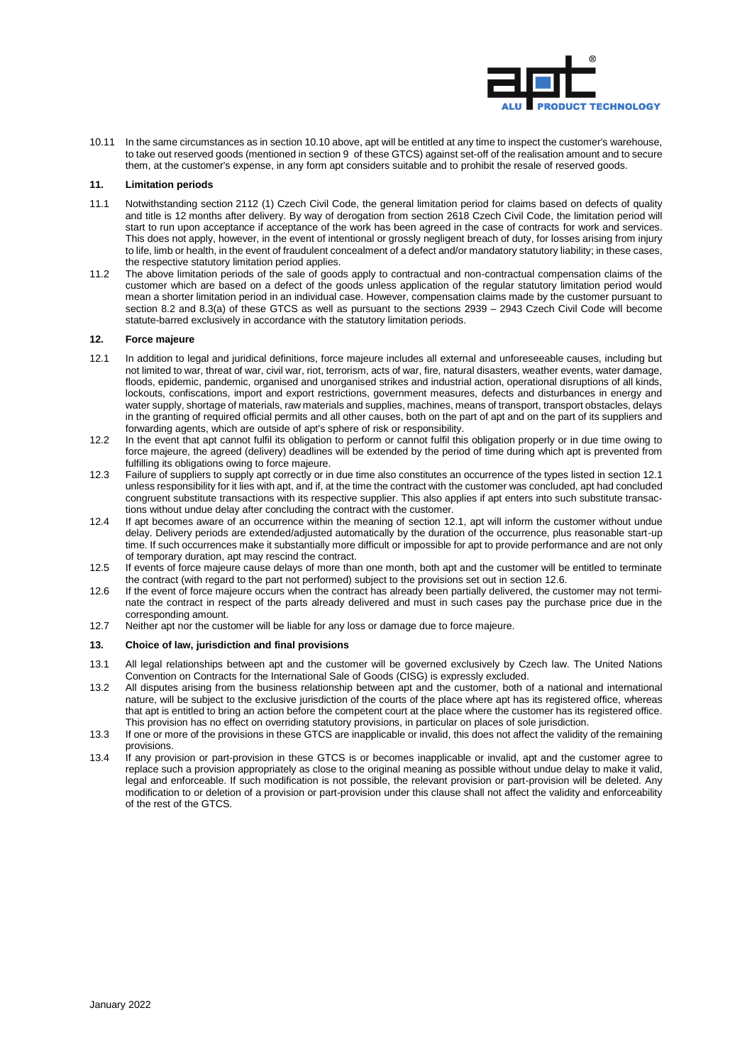10.11 In the same circumstances as in section 10.10 above, apt will be entitled at any time to inspect the customer's warehouse, to take out reserved goods (mentioned in section 9 of these GTCS) against set-off of the realisation amount and to secure them, at the customer's expense, in any form apt considers suitable and to prohibit the resale of reserved goods.

## 11. Limitation periods

11.1 Notwithstanding section 2112 (1) Czech Civil Code, the general limitation period for claims based on defects of quality and title is 12 months after delivery. By way of derogation from section 2618 Czech Civil Code, the limitation period will start to run upon acceptance if acceptance of the work has been agreed in the case of contracts for work and services. This does not apply, however, in the event of intentional or grossly negligent breach of duty, for losses arising from injury to life, limb or health, in the event of fraudulent concealment of a defect and/or mandatory statutory liability; in these cases, the respective statutory limitation period applies.

11.2 The above limitation periods of the sale of goods apply to contractual and non-contractual compensation claims of the customer which are based on a defect of the goods unless application of the regular statutory limitation period would mean a shorter limitation period in an individual case. However, compensation claims made by the customer pursuant to section 8.2 and 8.3(a) of these GTCS as well as pursuant to the sections 2939 – 2943 Czech Civil Code will become statute-barred exclusively in accordance with the statutory limitation periods.

## 12. Force majeure

12.1 In addition to legal and juridical definitions, force majeure includes all external and unforeseeable causes, including but not limited to war, threat of war, civil war, riot, terrorism, acts of war, fire, natural disasters, weather events, water damage, floods, epidemic, pandemic, organised and unorganised strikes and industrial action, operational disruptions of all kinds, lockouts, confiscations, import and export restrictions, government measures, defects and disturbances in energy and water supply, shortage of materials, raw materials and supplies, machines, means of transport, transport obstacles, delays in the granting of required official permits and all other causes, both on the part of apt and on the part of its suppliers and forwarding agents, which are outside of apt's sphere of risk or responsibility.

12.2 In the event that apt cannot fulfil its obligation to perform or cannot fulfil this obligation properly or in due time owing to force majeure, the agreed (delivery) deadlines will be extended by the period of time during which apt is prevented from fulfilling its obligations owing to force majeure.

12.3 Failure of suppliers to supply apt correctly or in due time also constitutes an occurrence of the types listed in section 12.1 unless responsibility for it lies with apt, and if, at the time the contract with the customer was concluded, apt had concluded congruent substitute transactions with its respective supplier. This also applies if apt enters into such substitute transactions without undue delay after concluding the contract with the customer.

12.4 If apt becomes aware of an occurrence within the meaning of section 12.1, apt will inform the customer without undue delay. Delivery periods are extended/adjusted automatically by the duration of the occurrence, plus reasonable start-up time. If such occurrences make it substantially more difficult or impossible for apt to provide performance and are not only of temporary duration, apt may rescind the contract.

12.5 If events of force majeure cause delays of more than one month, both apt and the customer will be entitled to terminate the contract (with regard to the part not performed) subject to the provisions set out in section 12.6.

12.6 If the event of force majeure occurs when the contract has already been partially delivered, the customer may not terminate the contract in respect of the parts already delivered and must in such cases pay the purchase price due in the corresponding amount.

12.7 Neither apt nor the customer will be liable for any loss or damage due to force majeure.

## 13. Choice of law, jurisdiction and final provisions

13.1 All legal relationships between apt and the customer will be governed exclusively by Czech law. The United Nations Convention on Contracts for the International Sale of Goods (CISG) is expressly excluded.

13.2 All disputes arising from the business relationship between apt and the customer, both of a national and international nature, will be subject to the exclusive jurisdiction of the courts of the place where apt has its registered office, whereas that apt is entitled to bring an action before the competent court at the place where the customer has its registered office. This provision has no effect on overriding statutory provisions, in particular on places of sole jurisdiction.

13.3 If one or more of the provisions in these GTCS are inapplicable or invalid, this does not affect the validity of the remaining provisions.

13.4 If any provision or part-provision in these GTCS is or becomes inapplicable or invalid, apt and the customer agree to replace such a provision appropriately as close to the original meaning as possible without undue delay to make it valid, legal and enforceable. If such modification is not possible, the relevant provision or part-provision will be deleted. Any modification to or deletion of a provision or part-provision under this clause shall not affect the validity and enforceability of the rest of the GTCS.

January 2022